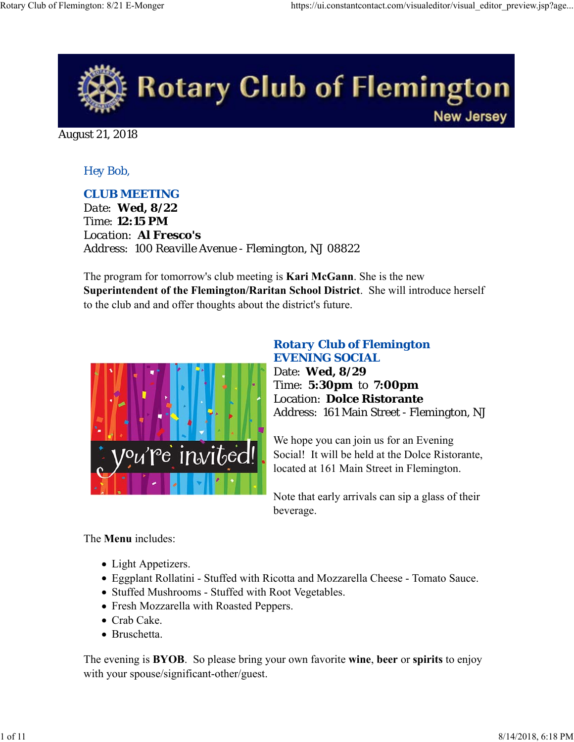# Rotary Club of Flemington

New Jersey

August 21, 2018

Hey Bob,

## CLUB MEETING

Date: **Wed, 8/22**
Time: **12:15 PM**
Location: **Al Fresco's**
Address: 100 Reaville Avenue - Flemington, NJ 08822

The program for tomorrow's club meeting is **Kari McGann**. She is the new **Superintendent of the Flemington/Raritan School District**. She will introduce herself to the club and and offer thoughts about the district's future.

## Rotary Club of Flemington EVENING SOCIAL

Date: **Wed, 8/29**
Time: **5:30pm** to **7:00pm**
Location: **Dolce Ristorante**
Address: 161 Main Street - Flemington, NJ

We hope you can join us for an Evening Social! It will be held at the Dolce Ristorante, located at 161 Main Street in Flemington.

Note that early arrivals can sip a glass of their beverage.

The **Menu** includes:

- Light Appetizers.
- Eggplant Rollatini - Stuffed with Ricotta and Mozzarella Cheese - Tomato Sauce.
- Stuffed Mushrooms - Stuffed with Root Vegetables.
- Fresh Mozzarella with Roasted Peppers.
- Crab Cake.
- Bruschetta.

The evening is **BYOB**. So please bring your own favorite **wine**, **beer** or **spirits** to enjoy with your spouse/significant-other/guest.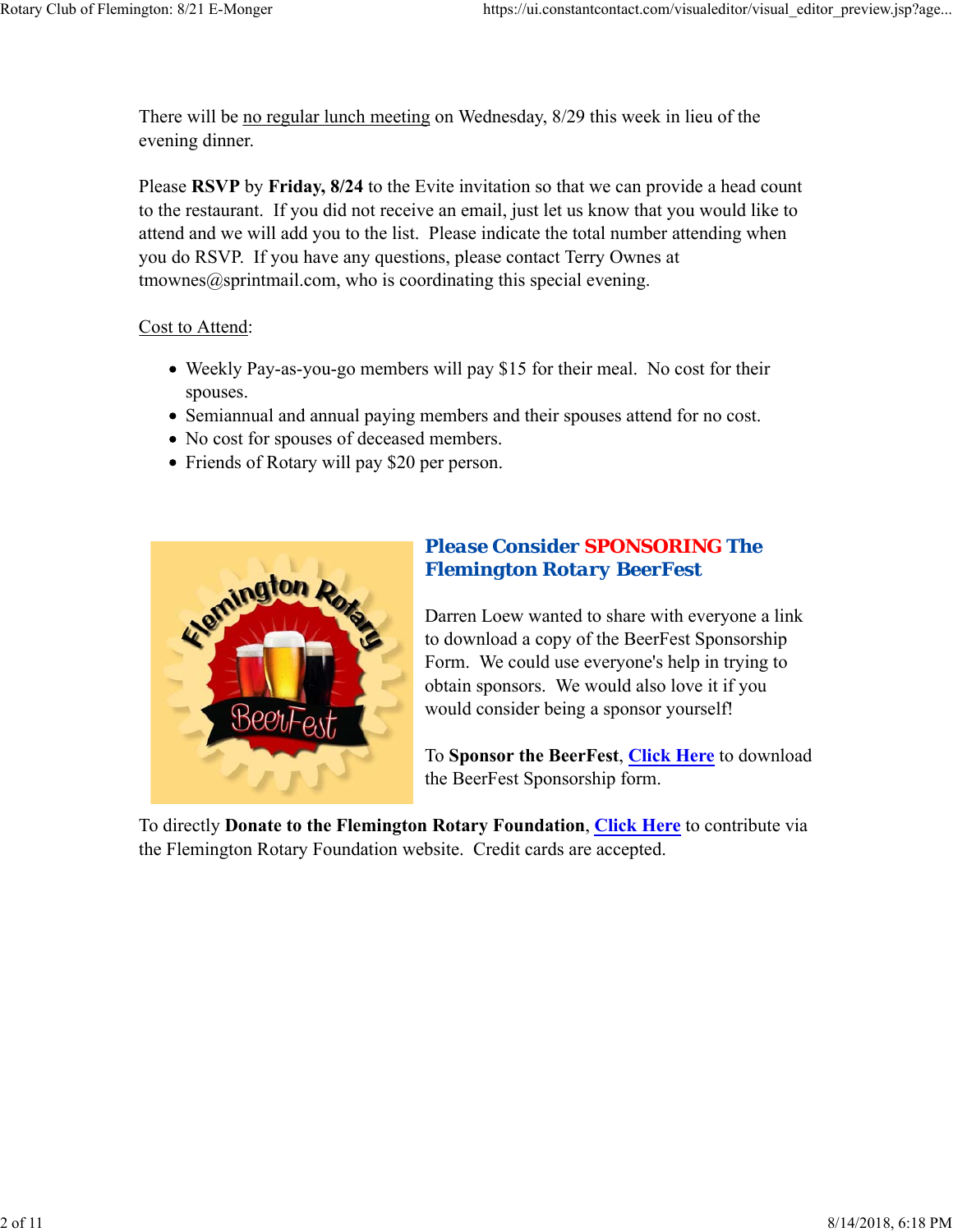There will be no regular lunch meeting on Wednesday, 8/29 this week in lieu of the evening dinner.

Please **RSVP** by **Friday, 8/24** to the Evite invitation so that we can provide a head count to the restaurant. If you did not receive an email, just let us know that you would like to attend and we will add you to the list. Please indicate the total number attending when you do RSVP. If you have any questions, please contact Terry Ownes at tmownes@sprintmail.com, who is coordinating this special evening.

Cost to Attend:

- Weekly Pay-as-you-go members will pay $15 for their meal. No cost for their spouses.
- Semiannual and annual paying members and their spouses attend for no cost.
- No cost for spouses of deceased members.
- Friends of Rotary will pay $20 per person.

## Please Consider SPONSORING The Flemington Rotary BeerFest

Darren Loew wanted to share with everyone a link to download a copy of the BeerFest Sponsorship Form. We could use everyone's help in trying to obtain sponsors. We would also love it if you would consider being a sponsor yourself!

To **Sponsor the BeerFest**, **Click Here** to download the BeerFest Sponsorship form.

To directly **Donate to the Flemington Rotary Foundation**, **Click Here** to contribute via the Flemington Rotary Foundation website. Credit cards are accepted.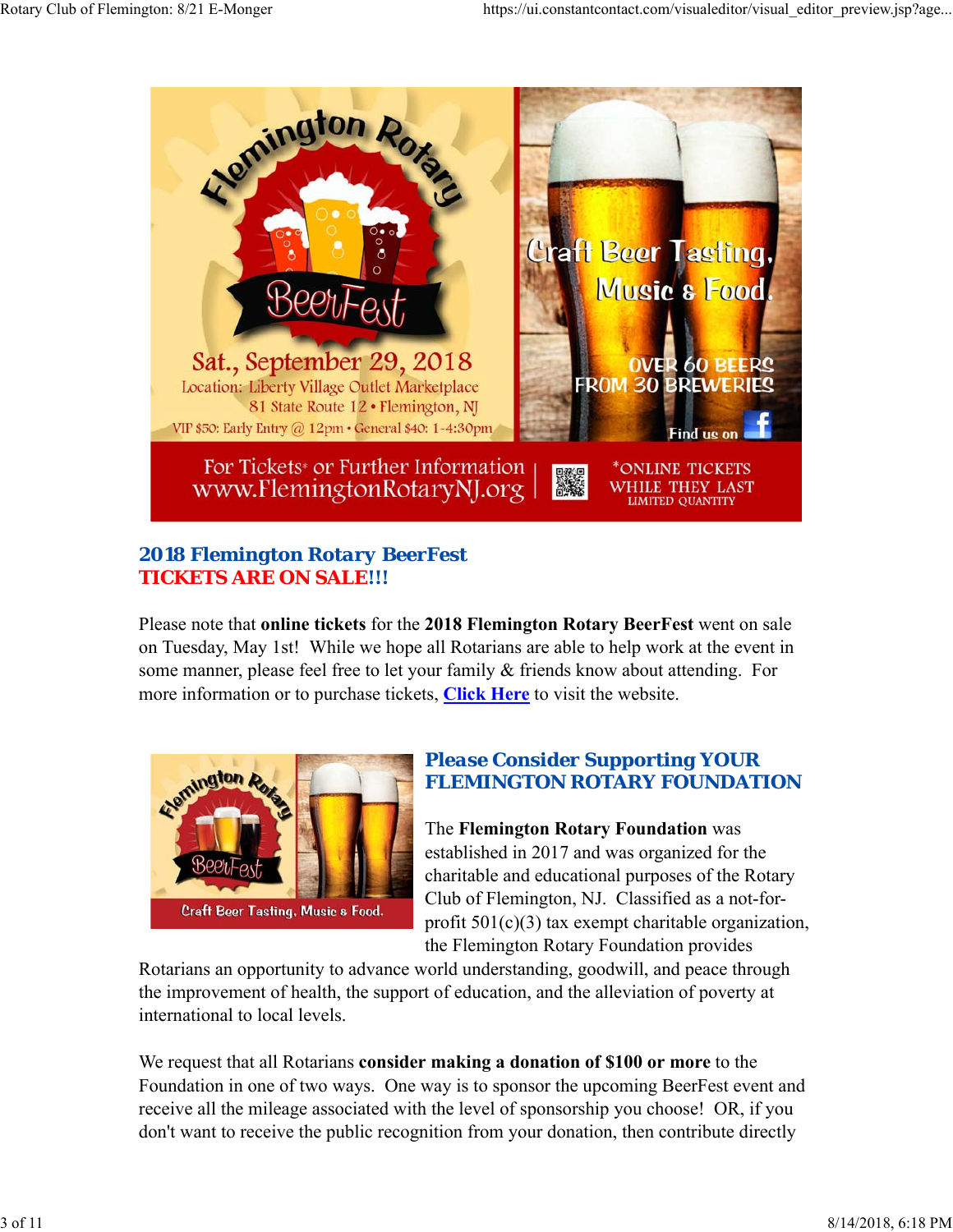## 2018 Flemington Rotary BeerFest
## TICKETS ARE ON SALE!!!

Please note that **online tickets** for the **2018 Flemington Rotary BeerFest** went on sale on Tuesday, May 1st! While we hope all Rotarians are able to help work at the event in some manner, please feel free to let your family & friends know about attending. For more information or to purchase tickets, **Click Here** to visit the website.

## Please Consider Supporting YOUR FLEMINGTON ROTARY FOUNDATION

The **Flemington Rotary Foundation** was established in 2017 and was organized for the charitable and educational purposes of the Rotary Club of Flemington, NJ. Classified as a not-for-profit 501(c)(3) tax exempt charitable organization, the Flemington Rotary Foundation provides Rotarians an opportunity to advance world understanding, goodwill, and peace through the improvement of health, the support of education, and the alleviation of poverty at international to local levels.

We request that all Rotarians **consider making a donation of $100 or more** to the Foundation in one of two ways. One way is to sponsor the upcoming BeerFest event and receive all the mileage associated with the level of sponsorship you choose! OR, if you don't want to receive the public recognition from your donation, then contribute directly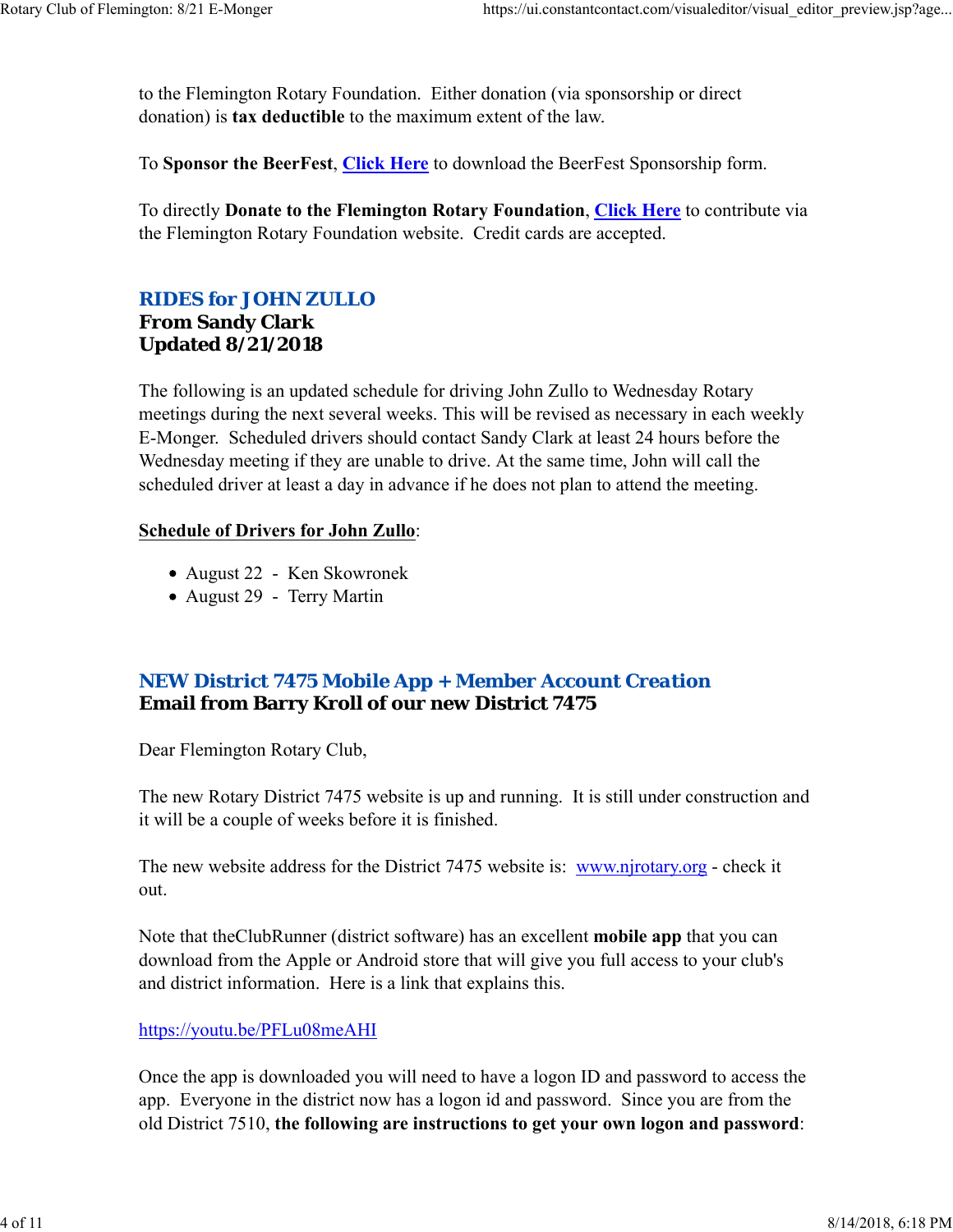to the Flemington Rotary Foundation.  Either donation (via sponsorship or direct donation) is **tax deductible** to the maximum extent of the law.

To **Sponsor the BeerFest**, **Click Here** to download the BeerFest Sponsorship form.

To directly **Donate to the Flemington Rotary Foundation**, **Click Here** to contribute via the Flemington Rotary Foundation website.  Credit cards are accepted.

## RIDES for JOHN ZULLO
**From Sandy Clark**
**Updated 8/21/2018**

The following is an updated schedule for driving John Zullo to Wednesday Rotary meetings during the next several weeks. This will be revised as necessary in each weekly E-Monger.  Scheduled drivers should contact Sandy Clark at least 24 hours before the Wednesday meeting if they are unable to drive. At the same time, John will call the scheduled driver at least a day in advance if he does not plan to attend the meeting.

**Schedule of Drivers for John Zullo**:

- August 22  -  Ken Skowronek
- August 29  -  Terry Martin

## NEW District 7475 Mobile App + Member Account Creation
**Email from Barry Kroll of our new District 7475**

Dear Flemington Rotary Club,

The new Rotary District 7475 website is up and running.  It is still under construction and it will be a couple of weeks before it is finished.

The new website address for the District 7475 website is:  www.njrotary.org - check it out.

Note that theClubRunner (district software) has an excellent **mobile app** that you can download from the Apple or Android store that will give you full access to your club's and district information.  Here is a link that explains this.

https://youtu.be/PFLu08meAHI

Once the app is downloaded you will need to have a logon ID and password to access the app.  Everyone in the district now has a logon id and password.  Since you are from the old District 7510, **the following are instructions to get your own logon and password**: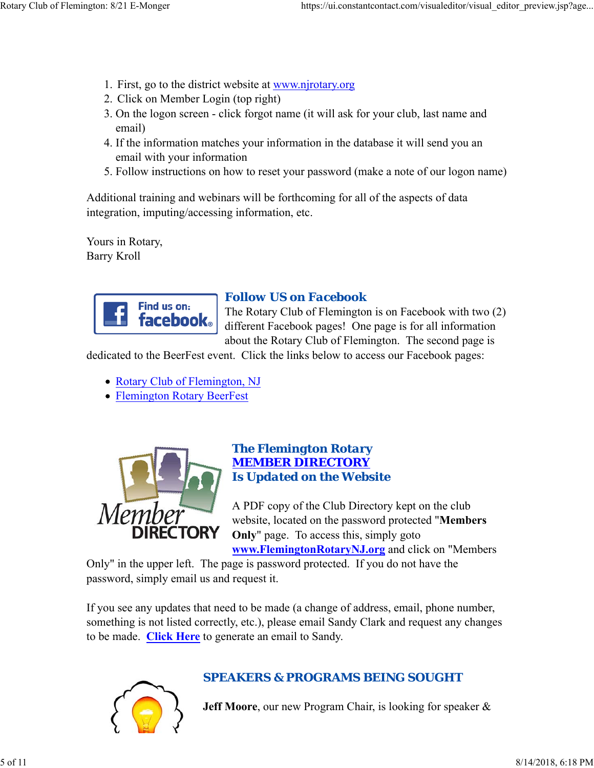1. First, go to the district website at www.njrotary.org
2. Click on Member Login (top right)
3. On the logon screen - click forgot name (it will ask for your club, last name and email)
4. If the information matches your information in the database it will send you an email with your information
5. Follow instructions on how to reset your password (make a note of our logon name)

Additional training and webinars will be forthcoming for all of the aspects of data integration, imputing/accessing information, etc.

Yours in Rotary,
Barry Kroll

## Follow US on Facebook

The Rotary Club of Flemington is on Facebook with two (2) different Facebook pages! One page is for all information about the Rotary Club of Flemington. The second page is dedicated to the BeerFest event. Click the links below to access our Facebook pages:

- Rotary Club of Flemington, NJ
- Flemington Rotary BeerFest

## The Flemington Rotary MEMBER DIRECTORY Is Updated on the Website

A PDF copy of the Club Directory kept on the club website, located on the password protected "**Members Only**" page. To access this, simply goto **www.FlemingtonRotaryNJ.org** and click on "Members Only" in the upper left. The page is password protected. If you do not have the password, simply email us and request it.

If you see any updates that need to be made (a change of address, email, phone number, something is not listed correctly, etc.), please email Sandy Clark and request any changes to be made. **Click Here** to generate an email to Sandy.

## SPEAKERS & PROGRAMS BEING SOUGHT

**Jeff Moore**, our new Program Chair, is looking for speaker &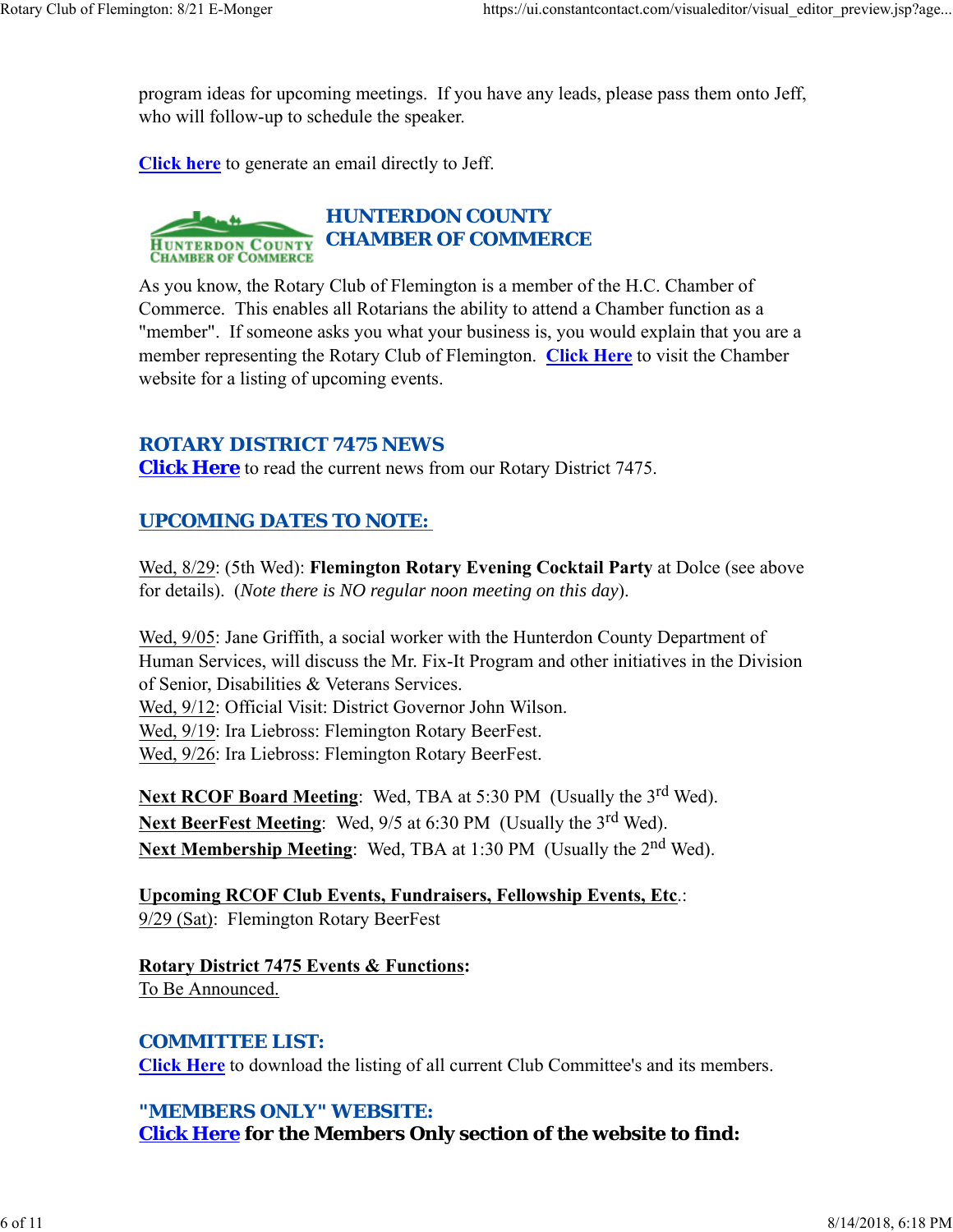program ideas for upcoming meetings.  If you have any leads, please pass them onto Jeff, who will follow-up to schedule the speaker.

**Click here** to generate an email directly to Jeff.

## HUNTERDON COUNTY CHAMBER OF COMMERCE

As you know, the Rotary Club of Flemington is a member of the H.C. Chamber of Commerce.  This enables all Rotarians the ability to attend a Chamber function as a "member".  If someone asks you what your business is, you would explain that you are a member representing the Rotary Club of Flemington.  **Click Here** to visit the Chamber website for a listing of upcoming events.

## ROTARY DISTRICT 7475 NEWS

**Click Here** to read the current news from our Rotary District 7475.

## UPCOMING DATES TO NOTE:

Wed, 8/29: (5th Wed): **Flemington Rotary Evening Cocktail Party** at Dolce (see above for details).  (*Note there is NO regular noon meeting on this day*).

Wed, 9/05: Jane Griffith, a social worker with the Hunterdon County Department of Human Services, will discuss the Mr. Fix-It Program and other initiatives in the Division of Senior, Disabilities & Veterans Services.
Wed, 9/12: Official Visit: District Governor John Wilson.
Wed, 9/19: Ira Liebross: Flemington Rotary BeerFest.
Wed, 9/26: Ira Liebross: Flemington Rotary BeerFest.

**Next RCOF Board Meeting**:  Wed, TBA at 5:30 PM  (Usually the 3rd Wed).
**Next BeerFest Meeting**:  Wed, 9/5 at 6:30 PM  (Usually the 3rd Wed).
**Next Membership Meeting**:  Wed, TBA at 1:30 PM  (Usually the 2nd Wed).

**Upcoming RCOF Club Events, Fundraisers, Fellowship Events, Etc**.:
9/29 (Sat):  Flemington Rotary BeerFest

**Rotary District 7475 Events & Functions:**
To Be Announced.

## COMMITTEE LIST:

**Click Here** to download the listing of all current Club Committee's and its members.

## "MEMBERS ONLY" WEBSITE:

**Click Here for the Members Only section of the website to find:**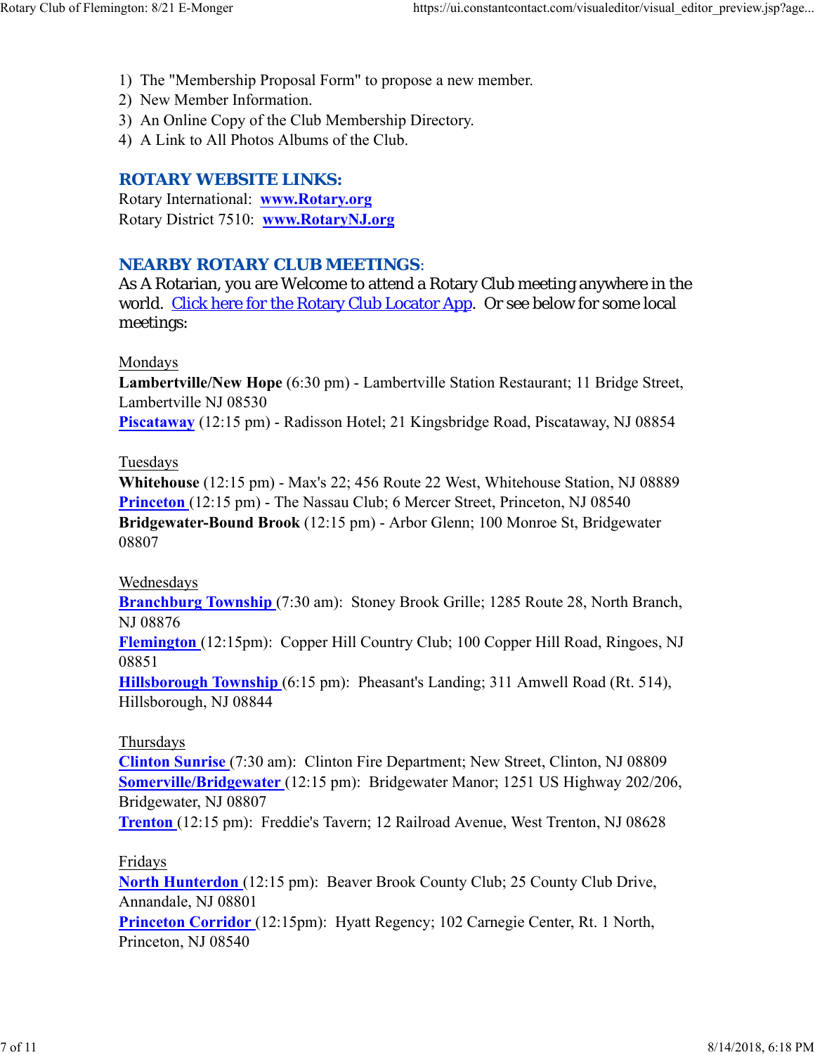1) The "Membership Proposal Form" to propose a new member.
2) New Member Information.
3) An Online Copy of the Club Membership Directory.
4) A Link to All Photos Albums of the Club.

## ROTARY WEBSITE LINKS:

Rotary International: **www.Rotary.org**
Rotary District 7510: **www.RotaryNJ.org**

## NEARBY ROTARY CLUB MEETINGS:

As A Rotarian, you are Welcome to attend a Rotary Club meeting anywhere in the world. Click here for the Rotary Club Locator App. Or see below for some local meetings:

Mondays
**Lambertville/New Hope** (6:30 pm) - Lambertville Station Restaurant; 11 Bridge Street, Lambertville NJ 08530
**Piscataway** (12:15 pm) - Radisson Hotel; 21 Kingsbridge Road, Piscataway, NJ 08854

Tuesdays
**Whitehouse** (12:15 pm) - Max's 22; 456 Route 22 West, Whitehouse Station, NJ 08889
**Princeton** (12:15 pm) - The Nassau Club; 6 Mercer Street, Princeton, NJ 08540
**Bridgewater-Bound Brook** (12:15 pm) - Arbor Glenn; 100 Monroe St, Bridgewater 08807

Wednesdays
**Branchburg Township** (7:30 am): Stoney Brook Grille; 1285 Route 28, North Branch, NJ 08876
**Flemington** (12:15pm): Copper Hill Country Club; 100 Copper Hill Road, Ringoes, NJ 08851
**Hillsborough Township** (6:15 pm): Pheasant's Landing; 311 Amwell Road (Rt. 514), Hillsborough, NJ 08844

Thursdays
**Clinton Sunrise** (7:30 am): Clinton Fire Department; New Street, Clinton, NJ 08809
**Somerville/Bridgewater** (12:15 pm): Bridgewater Manor; 1251 US Highway 202/206, Bridgewater, NJ 08807
**Trenton** (12:15 pm): Freddie's Tavern; 12 Railroad Avenue, West Trenton, NJ 08628

Fridays
**North Hunterdon** (12:15 pm): Beaver Brook County Club; 25 County Club Drive, Annandale, NJ 08801
**Princeton Corridor** (12:15pm): Hyatt Regency; 102 Carnegie Center, Rt. 1 North, Princeton, NJ 08540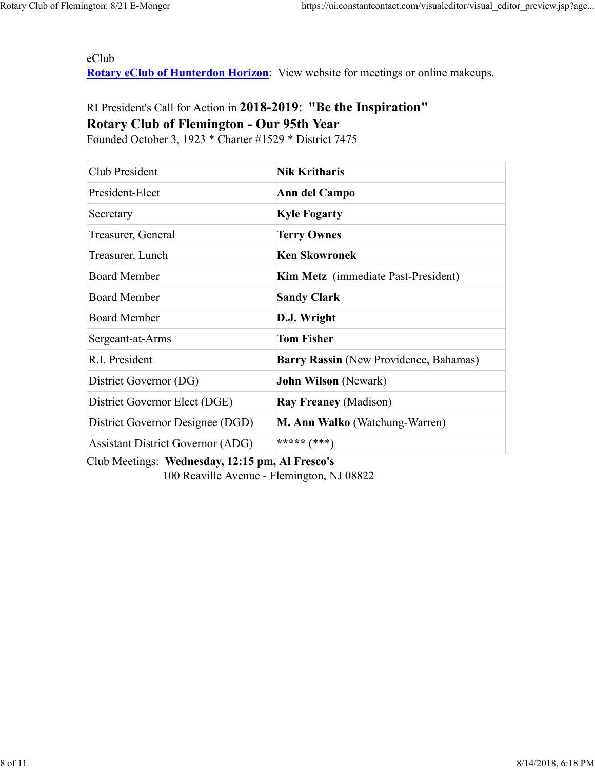eClub
**Rotary eClub of Hunterdon Horizon**: View website for meetings or online makeups.

RI President's Call for Action in **2018-2019**: **"Be the Inspiration"**
**Rotary Club of Flemington - Our 95th Year**
Founded October 3, 1923 * Charter #1529 * District 7475

| Club President | **Nik Kritharis** |
|---|---|
| President-Elect | **Ann del Campo** |
| Secretary | **Kyle Fogarty** |
| Treasurer, General | **Terry Ownes** |
| Treasurer, Lunch | **Ken Skowronek** |
| Board Member | **Kim Metz** (immediate Past-President) |
| Board Member | **Sandy Clark** |
| Board Member | **D.J. Wright** |
| Sergeant-at-Arms | **Tom Fisher** |
| R.I. President | **Barry Rassin** (New Providence, Bahamas) |
| District Governor (DG) | **John Wilson** (Newark) |
| District Governor Elect (DGE) | **Ray Freaney** (Madison) |
| District Governor Designee (DGD) | **M. Ann Walko** (Watchung-Warren) |
| Assistant District Governor (ADG) | ***** (***) |

Club Meetings: **Wednesday, 12:15 pm, Al Fresco's**
100 Reaville Avenue - Flemington, NJ 08822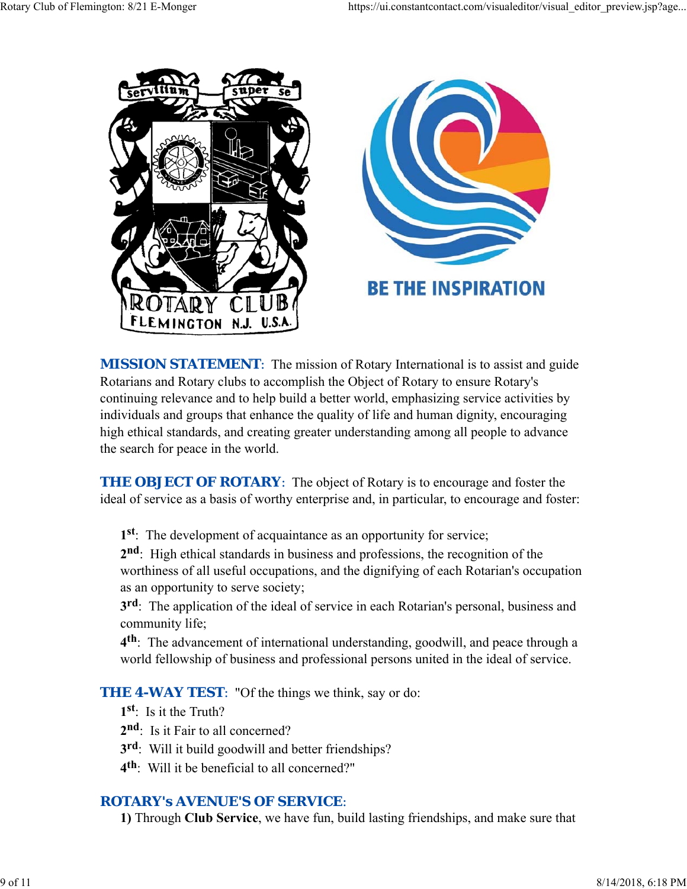**MISSION STATEMENT**: The mission of Rotary International is to assist and guide Rotarians and Rotary clubs to accomplish the Object of Rotary to ensure Rotary's continuing relevance and to help build a better world, emphasizing service activities by individuals and groups that enhance the quality of life and human dignity, encouraging high ethical standards, and creating greater understanding among all people to advance the search for peace in the world.

**THE OBJECT OF ROTARY**: The object of Rotary is to encourage and foster the ideal of service as a basis of worthy enterprise and, in particular, to encourage and foster:

**1st**: The development of acquaintance as an opportunity for service;
**2nd**: High ethical standards in business and professions, the recognition of the worthiness of all useful occupations, and the dignifying of each Rotarian's occupation as an opportunity to serve society;
**3rd**: The application of the ideal of service in each Rotarian's personal, business and community life;
**4th**: The advancement of international understanding, goodwill, and peace through a world fellowship of business and professional persons united in the ideal of service.

**THE 4-WAY TEST**: "Of the things we think, say or do:
**1st**: Is it the Truth?
**2nd**: Is it Fair to all concerned?
**3rd**: Will it build goodwill and better friendships?
**4th**: Will it be beneficial to all concerned?"

**ROTARY's AVENUE'S OF SERVICE**:
**1)** Through **Club Service**, we have fun, build lasting friendships, and make sure that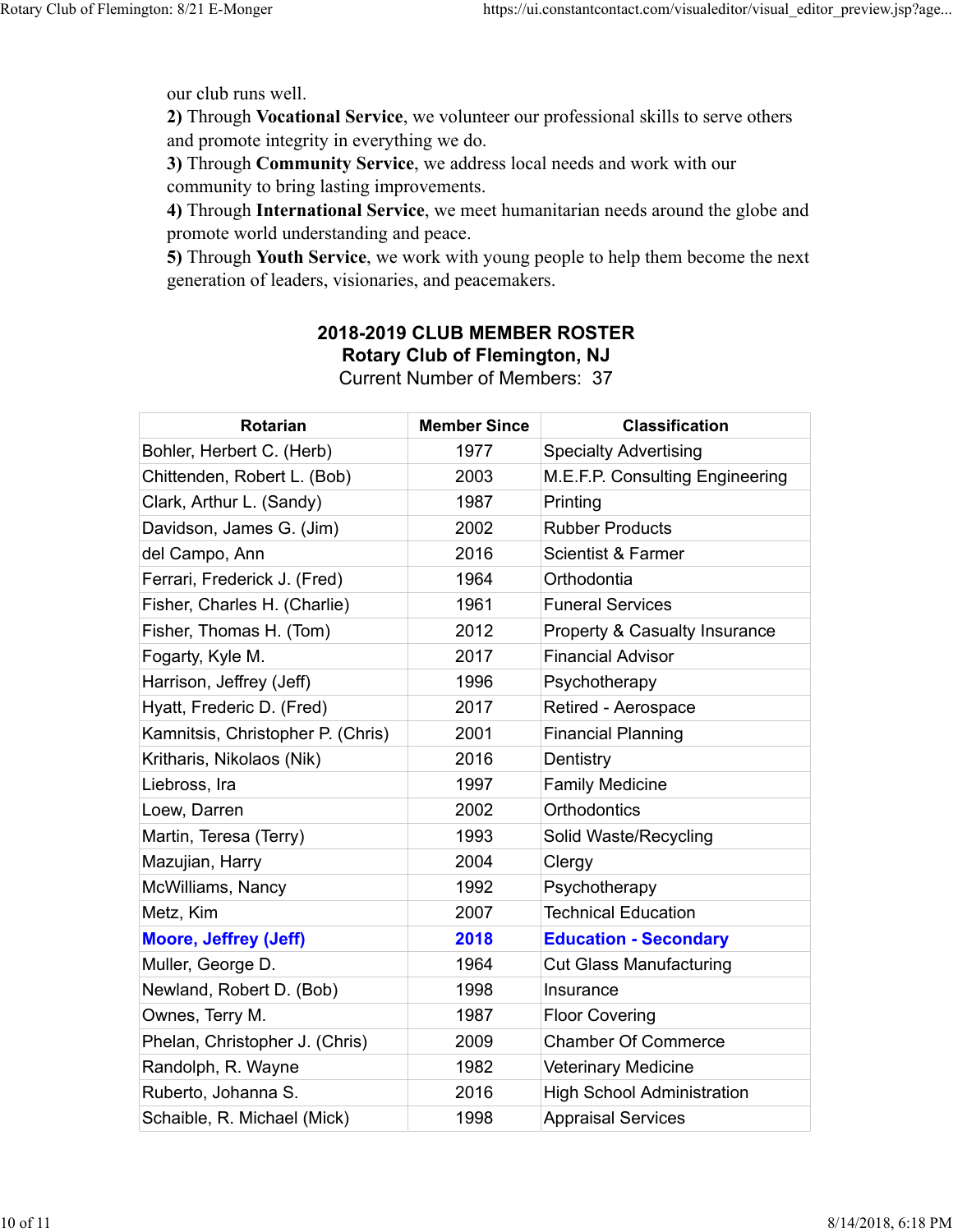our club runs well.

**2)** Through **Vocational Service**, we volunteer our professional skills to serve others and promote integrity in everything we do.

**3)** Through **Community Service**, we address local needs and work with our community to bring lasting improvements.

**4)** Through **International Service**, we meet humanitarian needs around the globe and promote world understanding and peace.

**5)** Through **Youth Service**, we work with young people to help them become the next generation of leaders, visionaries, and peacemakers.

## 2018-2019 CLUB MEMBER ROSTER

**Rotary Club of Flemington, NJ**

Current Number of Members: 37

| Rotarian | Member Since | Classification |
|---|---|---|
| Bohler, Herbert C. (Herb) | 1977 | Specialty Advertising |
| Chittenden, Robert L. (Bob) | 2003 | M.E.F.P. Consulting Engineering |
| Clark, Arthur L. (Sandy) | 1987 | Printing |
| Davidson, James G. (Jim) | 2002 | Rubber Products |
| del Campo, Ann | 2016 | Scientist & Farmer |
| Ferrari, Frederick J. (Fred) | 1964 | Orthodontia |
| Fisher, Charles H. (Charlie) | 1961 | Funeral Services |
| Fisher, Thomas H. (Tom) | 2012 | Property & Casualty Insurance |
| Fogarty, Kyle M. | 2017 | Financial Advisor |
| Harrison, Jeffrey (Jeff) | 1996 | Psychotherapy |
| Hyatt, Frederic D. (Fred) | 2017 | Retired - Aerospace |
| Kamnitsis, Christopher P. (Chris) | 2001 | Financial Planning |
| Kritharis, Nikolaos (Nik) | 2016 | Dentistry |
| Liebross, Ira | 1997 | Family Medicine |
| Loew, Darren | 2002 | Orthodontics |
| Martin, Teresa (Terry) | 1993 | Solid Waste/Recycling |
| Mazujian, Harry | 2004 | Clergy |
| McWilliams, Nancy | 1992 | Psychotherapy |
| Metz, Kim | 2007 | Technical Education |
| **Moore, Jeffrey (Jeff)** | **2018** | **Education - Secondary** |
| Muller, George D. | 1964 | Cut Glass Manufacturing |
| Newland, Robert D. (Bob) | 1998 | Insurance |
| Ownes, Terry M. | 1987 | Floor Covering |
| Phelan, Christopher J. (Chris) | 2009 | Chamber Of Commerce |
| Randolph, R. Wayne | 1982 | Veterinary Medicine |
| Ruberto, Johanna S. | 2016 | High School Administration |
| Schaible, R. Michael (Mick) | 1998 | Appraisal Services |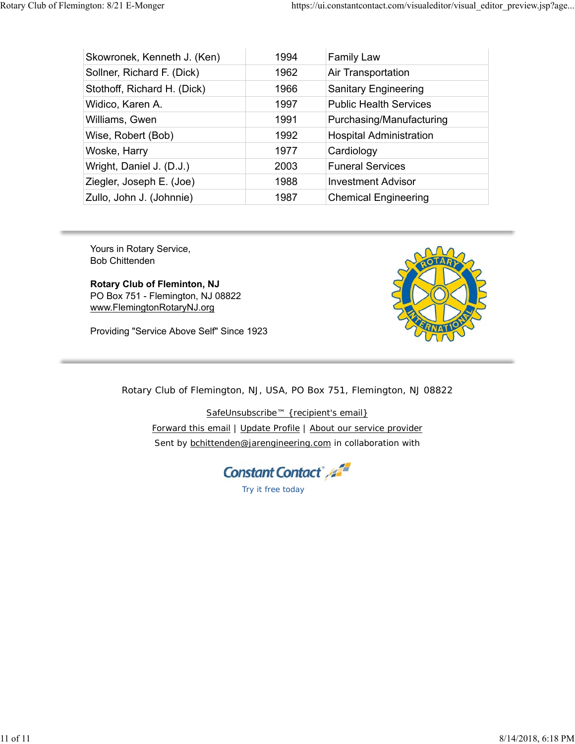| | | |
|---|---|---|
| Skowronek, Kenneth J. (Ken) | 1994 | Family Law |
| Sollner, Richard F. (Dick) | 1962 | Air Transportation |
| Stothoff, Richard H. (Dick) | 1966 | Sanitary Engineering |
| Widico, Karen A. | 1997 | Public Health Services |
| Williams, Gwen | 1991 | Purchasing/Manufacturing |
| Wise, Robert (Bob) | 1992 | Hospital Administration |
| Woske, Harry | 1977 | Cardiology |
| Wright, Daniel J. (D.J.) | 2003 | Funeral Services |
| Ziegler, Joseph E. (Joe) | 1988 | Investment Advisor |
| Zullo, John J. (Johnnie) | 1987 | Chemical Engineering |

Yours in Rotary Service,
Bob Chittenden

**Rotary Club of Fleminton, NJ**
PO Box 751 - Flemington, NJ 08822
www.FlemingtonRotaryNJ.org

Providing "Service Above Self" Since 1923

Rotary Club of Flemington, NJ, USA, PO Box 751, Flemington, NJ 08822

SafeUnsubscribe™ {recipient's email}

Forward this email | Update Profile | About our service provider

Sent by bchittenden@jarengineering.com in collaboration with

Constant Contact

Try it free today